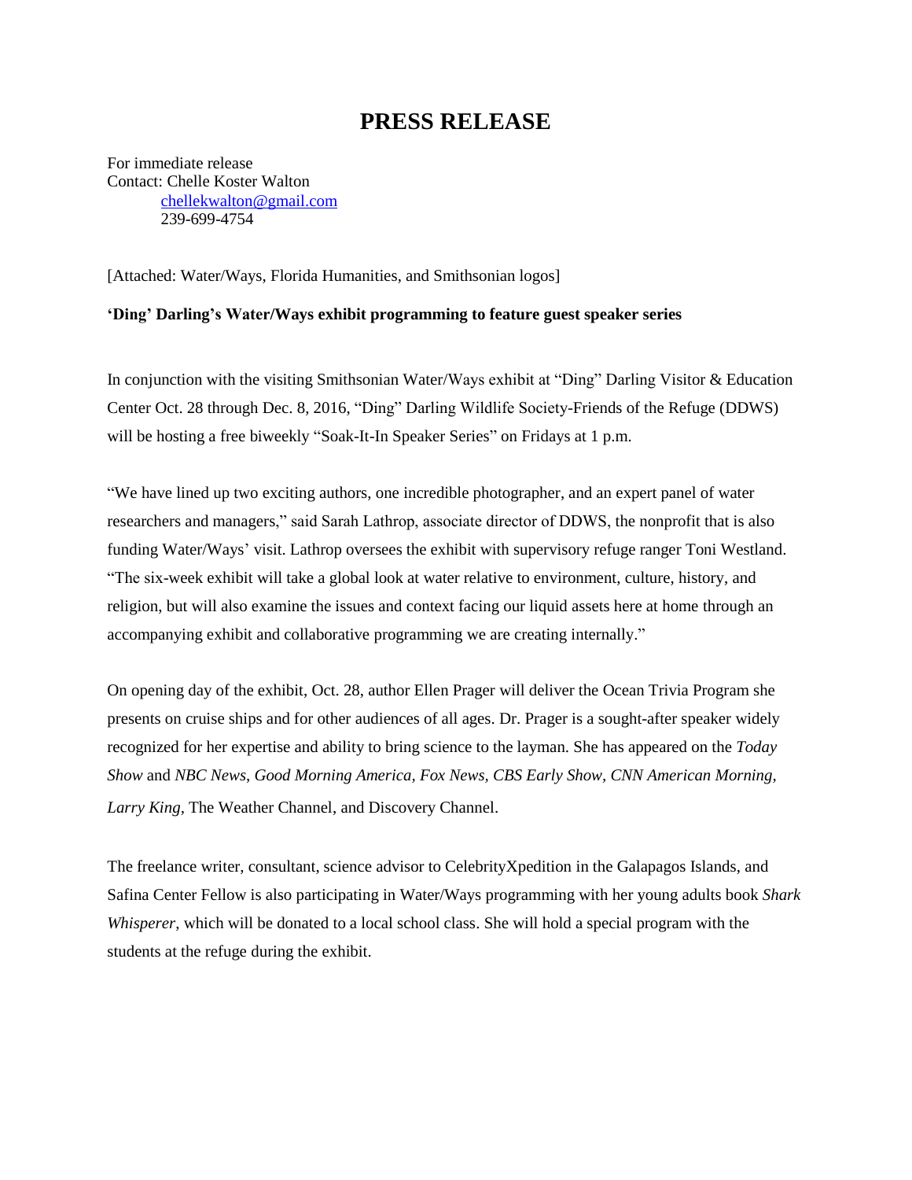# PRESS RELEASE

For immediate release
Contact: Chelle Koster Walton
chellekwalton@gmail.com
239-699-4754

[Attached: Water/Ways, Florida Humanities, and Smithsonian logos]

**'Ding' Darling's Water/Ways exhibit programming to feature guest speaker series**

In conjunction with the visiting Smithsonian Water/Ways exhibit at "Ding" Darling Visitor & Education Center Oct. 28 through Dec. 8, 2016, "Ding" Darling Wildlife Society-Friends of the Refuge (DDWS) will be hosting a free biweekly "Soak-It-In Speaker Series" on Fridays at 1 p.m.

"We have lined up two exciting authors, one incredible photographer, and an expert panel of water researchers and managers," said Sarah Lathrop, associate director of DDWS, the nonprofit that is also funding Water/Ways' visit. Lathrop oversees the exhibit with supervisory refuge ranger Toni Westland. "The six-week exhibit will take a global look at water relative to environment, culture, history, and religion, but will also examine the issues and context facing our liquid assets here at home through an accompanying exhibit and collaborative programming we are creating internally."

On opening day of the exhibit, Oct. 28, author Ellen Prager will deliver the Ocean Trivia Program she presents on cruise ships and for other audiences of all ages. Dr. Prager is a sought-after speaker widely recognized for her expertise and ability to bring science to the layman. She has appeared on the *Today Show* and *NBC News*, *Good Morning America*, *Fox News*, *CBS Early Show*, *CNN American Morning*, *Larry King*, The Weather Channel, and Discovery Channel.

The freelance writer, consultant, science advisor to CelebrityXpedition in the Galapagos Islands, and Safina Center Fellow is also participating in Water/Ways programming with her young adults book *Shark Whisperer*, which will be donated to a local school class. She will hold a special program with the students at the refuge during the exhibit.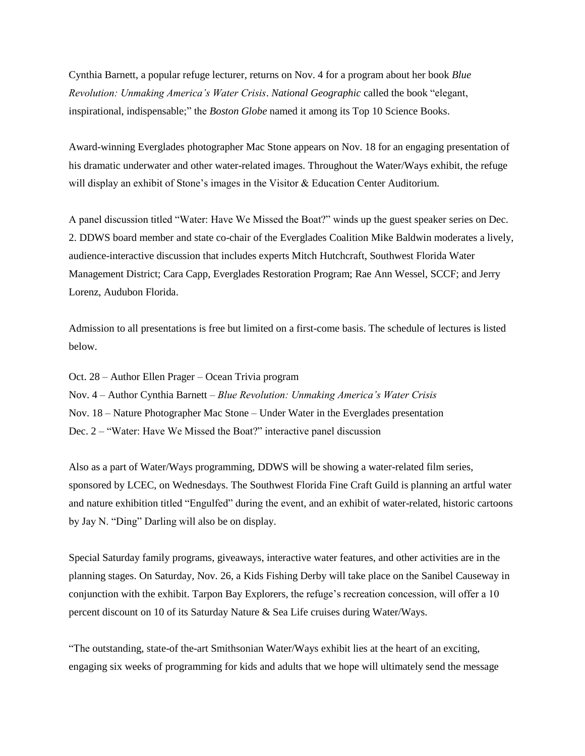Cynthia Barnett, a popular refuge lecturer, returns on Nov. 4 for a program about her book *Blue Revolution: Unmaking America's Water Crisis*. *National Geographic* called the book "elegant, inspirational, indispensable;" the *Boston Globe* named it among its Top 10 Science Books.

Award-winning Everglades photographer Mac Stone appears on Nov. 18 for an engaging presentation of his dramatic underwater and other water-related images. Throughout the Water/Ways exhibit, the refuge will display an exhibit of Stone's images in the Visitor & Education Center Auditorium.

A panel discussion titled "Water: Have We Missed the Boat?" winds up the guest speaker series on Dec. 2. DDWS board member and state co-chair of the Everglades Coalition Mike Baldwin moderates a lively, audience-interactive discussion that includes experts Mitch Hutchcraft, Southwest Florida Water Management District; Cara Capp, Everglades Restoration Program; Rae Ann Wessel, SCCF; and Jerry Lorenz, Audubon Florida.

Admission to all presentations is free but limited on a first-come basis. The schedule of lectures is listed below.

Oct. 28 – Author Ellen Prager – Ocean Trivia program
Nov. 4 – Author Cynthia Barnett – *Blue Revolution: Unmaking America's Water Crisis*
Nov. 18 – Nature Photographer Mac Stone – Under Water in the Everglades presentation
Dec. 2 – "Water: Have We Missed the Boat?" interactive panel discussion

Also as a part of Water/Ways programming, DDWS will be showing a water-related film series, sponsored by LCEC, on Wednesdays. The Southwest Florida Fine Craft Guild is planning an artful water and nature exhibition titled "Engulfed" during the event, and an exhibit of water-related, historic cartoons by Jay N. "Ding" Darling will also be on display.

Special Saturday family programs, giveaways, interactive water features, and other activities are in the planning stages. On Saturday, Nov. 26, a Kids Fishing Derby will take place on the Sanibel Causeway in conjunction with the exhibit. Tarpon Bay Explorers, the refuge's recreation concession, will offer a 10 percent discount on 10 of its Saturday Nature & Sea Life cruises during Water/Ways.

"The outstanding, state-of the-art Smithsonian Water/Ways exhibit lies at the heart of an exciting, engaging six weeks of programming for kids and adults that we hope will ultimately send the message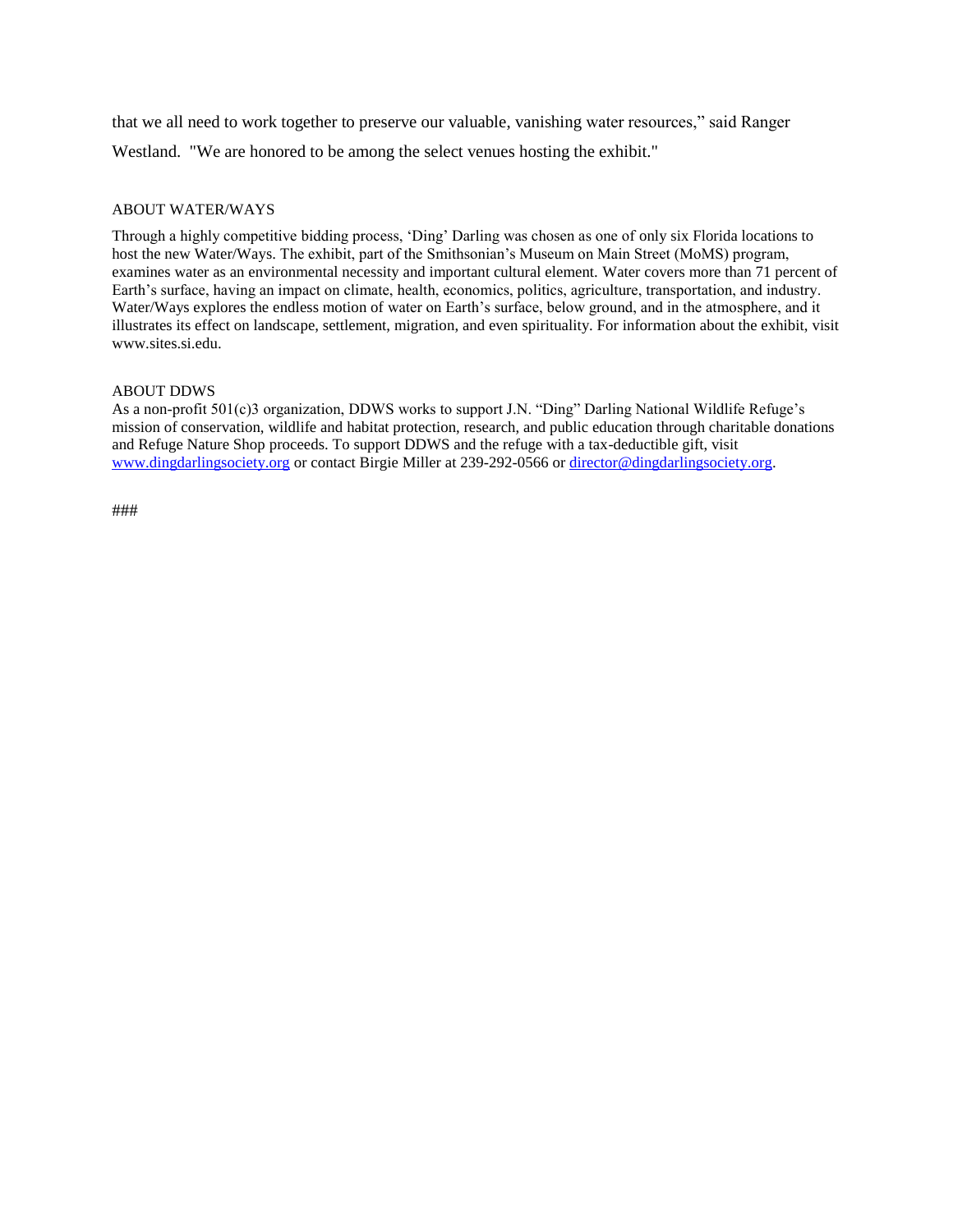that we all need to work together to preserve our valuable, vanishing water resources," said Ranger Westland. "We are honored to be among the select venues hosting the exhibit."

ABOUT WATER/WAYS

Through a highly competitive bidding process, 'Ding' Darling was chosen as one of only six Florida locations to host the new Water/Ways. The exhibit, part of the Smithsonian's Museum on Main Street (MoMS) program, examines water as an environmental necessity and important cultural element. Water covers more than 71 percent of Earth's surface, having an impact on climate, health, economics, politics, agriculture, transportation, and industry. Water/Ways explores the endless motion of water on Earth's surface, below ground, and in the atmosphere, and it illustrates its effect on landscape, settlement, migration, and even spirituality. For information about the exhibit, visit www.sites.si.edu.

ABOUT DDWS

As a non-profit 501(c)3 organization, DDWS works to support J.N. "Ding" Darling National Wildlife Refuge's mission of conservation, wildlife and habitat protection, research, and public education through charitable donations and Refuge Nature Shop proceeds. To support DDWS and the refuge with a tax-deductible gift, visit www.dingdarlingsociety.org or contact Birgie Miller at 239-292-0566 or director@dingdarlingsociety.org.

###